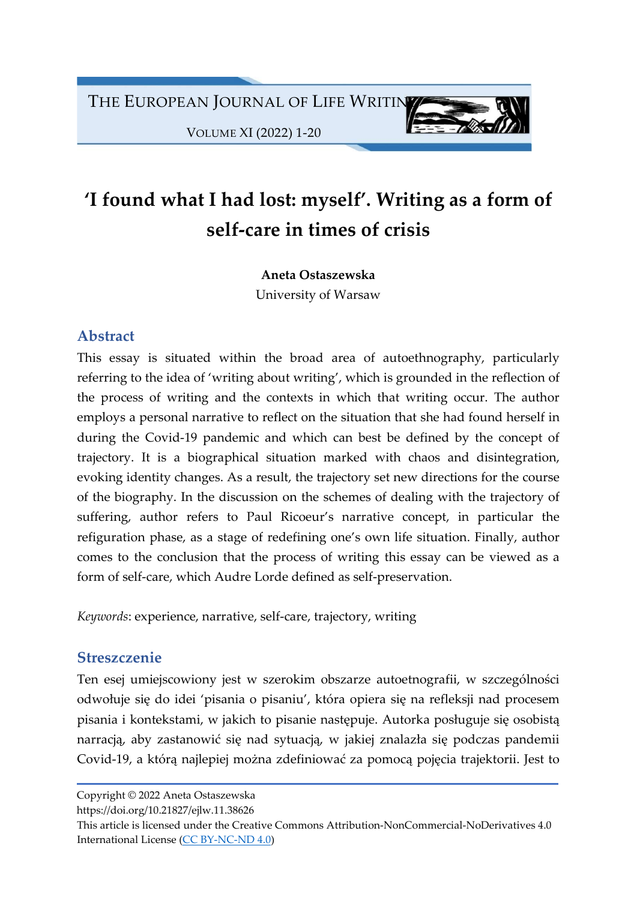# 'I found what I had lost: myself'. Writing as a form of self-care in times of crisis

**Aneta Ostaszewska**
University of Warsaw

## Abstract

This essay is situated within the broad area of autoethnography, particularly referring to the idea of 'writing about writing', which is grounded in the reflection of the process of writing and the contexts in which that writing occur. The author employs a personal narrative to reflect on the situation that she had found herself in during the Covid-19 pandemic and which can best be defined by the concept of trajectory. It is a biographical situation marked with chaos and disintegration, evoking identity changes. As a result, the trajectory set new directions for the course of the biography. In the discussion on the schemes of dealing with the trajectory of suffering, author refers to Paul Ricoeur's narrative concept, in particular the refiguration phase, as a stage of redefining one's own life situation. Finally, author comes to the conclusion that the process of writing this essay can be viewed as a form of self-care, which Audre Lorde defined as self-preservation.

*Keywords*: experience, narrative, self-care, trajectory, writing

## Streszczenie

Ten esej umiejscowiony jest w szerokim obszarze autoetnografii, w szczególności odwołuje się do idei 'pisania o pisaniu', która opiera się na refleksji nad procesem pisania i kontekstami, w jakich to pisanie następuje. Autorka posługuje się osobistą narracją, aby zastanowić się nad sytuacją, w jakiej znalazła się podczas pandemii Covid-19, a którą najlepiej można zdefiniować za pomocą pojęcia trajektorii. Jest to

---

Copyright © 2022 Aneta Ostaszewska
https://doi.org/10.21827/ejlw.11.38626
This article is licensed under the Creative Commons Attribution-NonCommercial-NoDerivatives 4.0 International License (CC BY-NC-ND 4.0)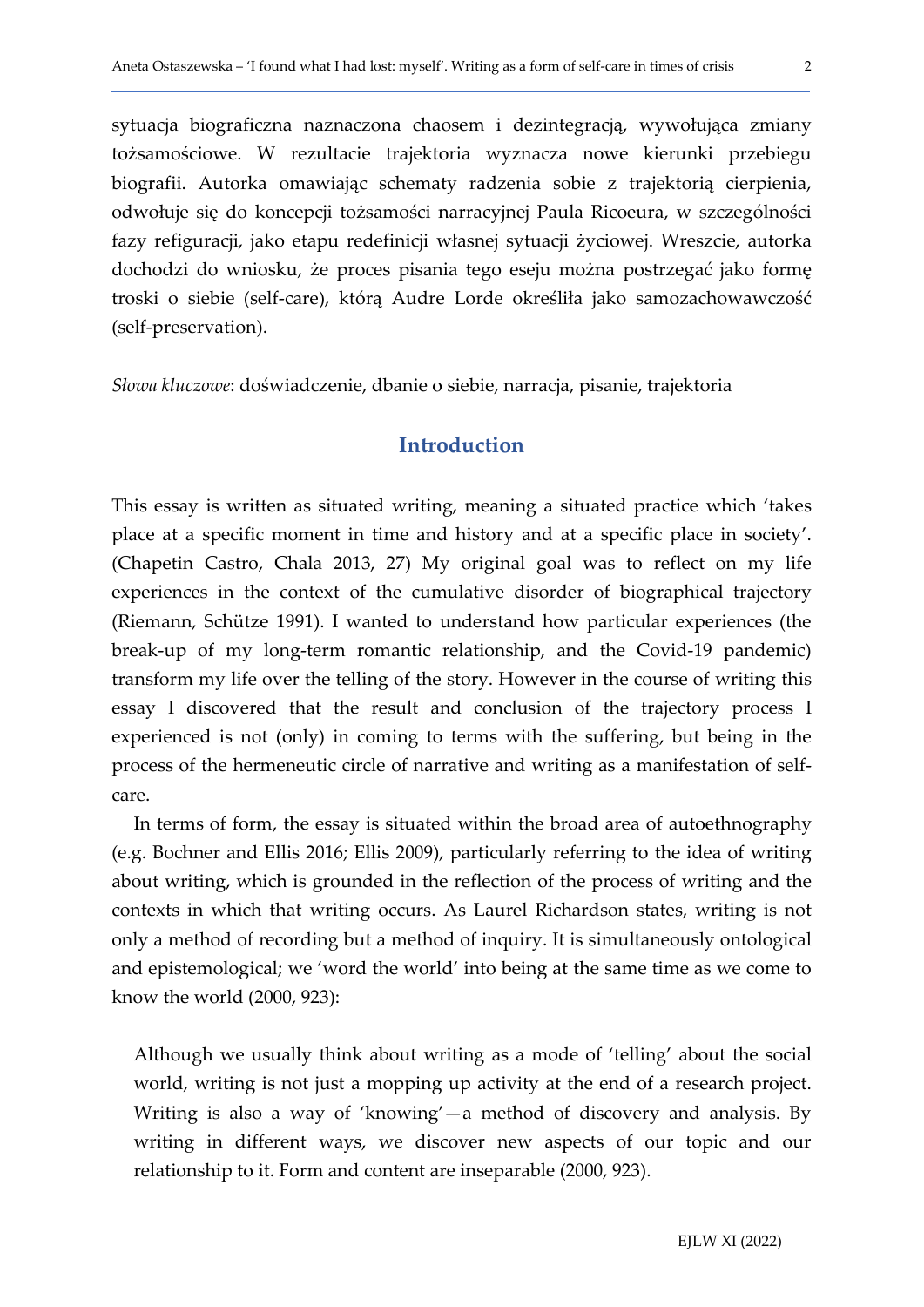sytuacja biograficzna naznaczona chaosem i dezintegracją, wywołująca zmiany tożsamościowe. W rezultacie trajektoria wyznacza nowe kierunki przebiegu biografii. Autorka omawiając schematy radzenia sobie z trajektorią cierpienia, odwołuje się do koncepcji tożsamości narracyjnej Paula Ricoeura, w szczególności fazy refiguracji, jako etapu redefinicji własnej sytuacji życiowej. Wreszcie, autorka dochodzi do wniosku, że proces pisania tego eseju można postrzegać jako formę troski o siebie (self-care), którą Audre Lorde określiła jako samozachowawczość (self-preservation).

*Słowa kluczowe*: doświadczenie, dbanie o siebie, narracja, pisanie, trajektoria

## Introduction

This essay is written as situated writing, meaning a situated practice which 'takes place at a specific moment in time and history and at a specific place in society'. (Chapetin Castro, Chala 2013, 27) My original goal was to reflect on my life experiences in the context of the cumulative disorder of biographical trajectory (Riemann, Schütze 1991). I wanted to understand how particular experiences (the break-up of my long-term romantic relationship, and the Covid-19 pandemic) transform my life over the telling of the story. However in the course of writing this essay I discovered that the result and conclusion of the trajectory process I experienced is not (only) in coming to terms with the suffering, but being in the process of the hermeneutic circle of narrative and writing as a manifestation of self-care.

In terms of form, the essay is situated within the broad area of autoethnography (e.g. Bochner and Ellis 2016; Ellis 2009), particularly referring to the idea of writing about writing, which is grounded in the reflection of the process of writing and the contexts in which that writing occurs. As Laurel Richardson states, writing is not only a method of recording but a method of inquiry. It is simultaneously ontological and epistemological; we 'word the world' into being at the same time as we come to know the world (2000, 923):

> Although we usually think about writing as a mode of 'telling' about the social world, writing is not just a mopping up activity at the end of a research project. Writing is also a way of 'knowing'—a method of discovery and analysis. By writing in different ways, we discover new aspects of our topic and our relationship to it. Form and content are inseparable (2000, 923).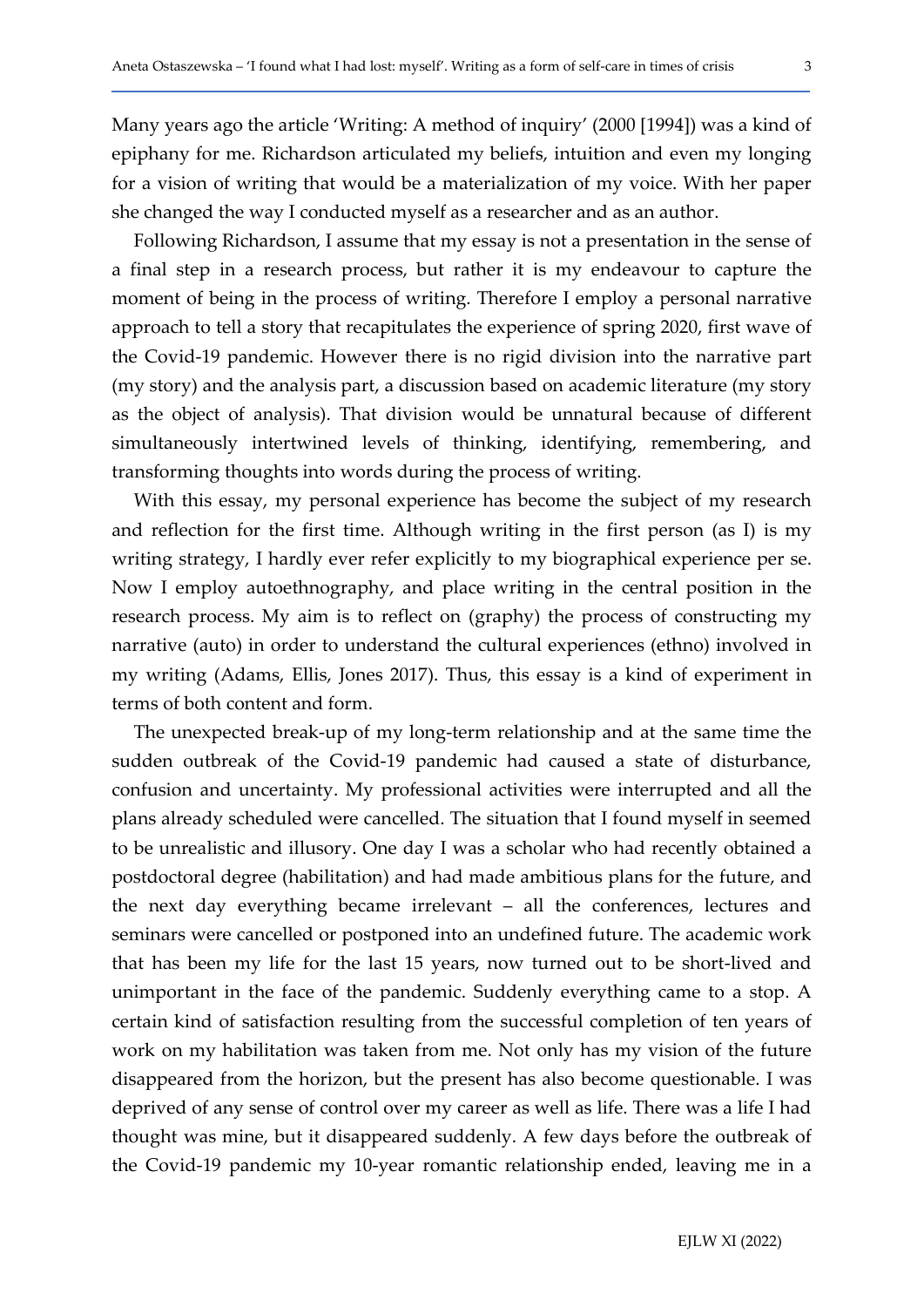Many years ago the article 'Writing: A method of inquiry' (2000 [1994]) was a kind of epiphany for me. Richardson articulated my beliefs, intuition and even my longing for a vision of writing that would be a materialization of my voice. With her paper she changed the way I conducted myself as a researcher and as an author.

Following Richardson, I assume that my essay is not a presentation in the sense of a final step in a research process, but rather it is my endeavour to capture the moment of being in the process of writing. Therefore I employ a personal narrative approach to tell a story that recapitulates the experience of spring 2020, first wave of the Covid-19 pandemic. However there is no rigid division into the narrative part (my story) and the analysis part, a discussion based on academic literature (my story as the object of analysis). That division would be unnatural because of different simultaneously intertwined levels of thinking, identifying, remembering, and transforming thoughts into words during the process of writing.

With this essay, my personal experience has become the subject of my research and reflection for the first time. Although writing in the first person (as I) is my writing strategy, I hardly ever refer explicitly to my biographical experience per se. Now I employ autoethnography, and place writing in the central position in the research process. My aim is to reflect on (graphy) the process of constructing my narrative (auto) in order to understand the cultural experiences (ethno) involved in my writing (Adams, Ellis, Jones 2017). Thus, this essay is a kind of experiment in terms of both content and form.

The unexpected break-up of my long-term relationship and at the same time the sudden outbreak of the Covid-19 pandemic had caused a state of disturbance, confusion and uncertainty. My professional activities were interrupted and all the plans already scheduled were cancelled. The situation that I found myself in seemed to be unrealistic and illusory. One day I was a scholar who had recently obtained a postdoctoral degree (habilitation) and had made ambitious plans for the future, and the next day everything became irrelevant – all the conferences, lectures and seminars were cancelled or postponed into an undefined future. The academic work that has been my life for the last 15 years, now turned out to be short-lived and unimportant in the face of the pandemic. Suddenly everything came to a stop. A certain kind of satisfaction resulting from the successful completion of ten years of work on my habilitation was taken from me. Not only has my vision of the future disappeared from the horizon, but the present has also become questionable. I was deprived of any sense of control over my career as well as life. There was a life I had thought was mine, but it disappeared suddenly. A few days before the outbreak of the Covid-19 pandemic my 10-year romantic relationship ended, leaving me in a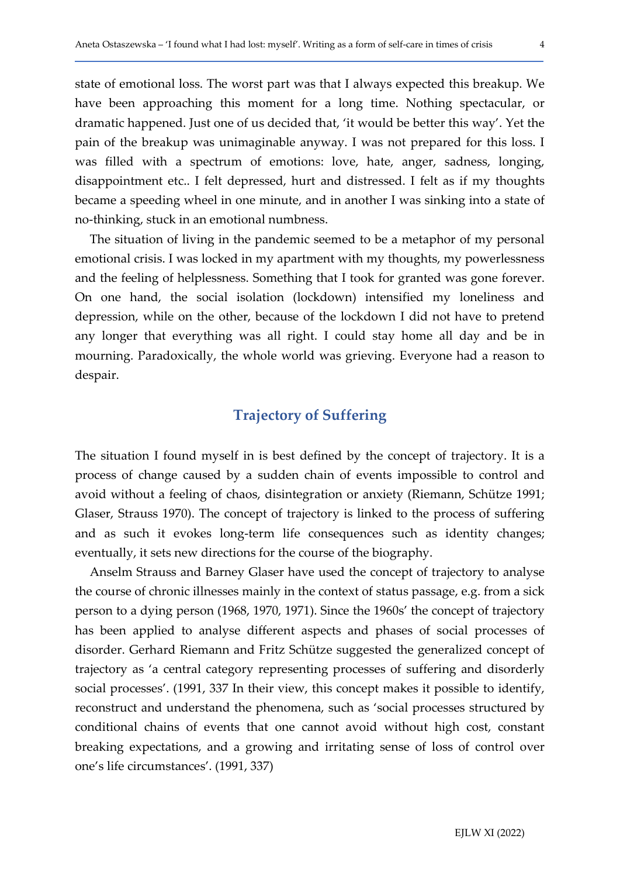state of emotional loss. The worst part was that I always expected this breakup. We have been approaching this moment for a long time. Nothing spectacular, or dramatic happened. Just one of us decided that, 'it would be better this way'. Yet the pain of the breakup was unimaginable anyway. I was not prepared for this loss. I was filled with a spectrum of emotions: love, hate, anger, sadness, longing, disappointment etc.. I felt depressed, hurt and distressed. I felt as if my thoughts became a speeding wheel in one minute, and in another I was sinking into a state of no-thinking, stuck in an emotional numbness.

The situation of living in the pandemic seemed to be a metaphor of my personal emotional crisis. I was locked in my apartment with my thoughts, my powerlessness and the feeling of helplessness. Something that I took for granted was gone forever. On one hand, the social isolation (lockdown) intensified my loneliness and depression, while on the other, because of the lockdown I did not have to pretend any longer that everything was all right. I could stay home all day and be in mourning. Paradoxically, the whole world was grieving. Everyone had a reason to despair.

## Trajectory of Suffering

The situation I found myself in is best defined by the concept of trajectory. It is a process of change caused by a sudden chain of events impossible to control and avoid without a feeling of chaos, disintegration or anxiety (Riemann, Schütze 1991; Glaser, Strauss 1970). The concept of trajectory is linked to the process of suffering and as such it evokes long-term life consequences such as identity changes; eventually, it sets new directions for the course of the biography.

Anselm Strauss and Barney Glaser have used the concept of trajectory to analyse the course of chronic illnesses mainly in the context of status passage, e.g. from a sick person to a dying person (1968, 1970, 1971). Since the 1960s' the concept of trajectory has been applied to analyse different aspects and phases of social processes of disorder. Gerhard Riemann and Fritz Schütze suggested the generalized concept of trajectory as 'a central category representing processes of suffering and disorderly social processes'. (1991, 337 In their view, this concept makes it possible to identify, reconstruct and understand the phenomena, such as 'social processes structured by conditional chains of events that one cannot avoid without high cost, constant breaking expectations, and a growing and irritating sense of loss of control over one's life circumstances'. (1991, 337)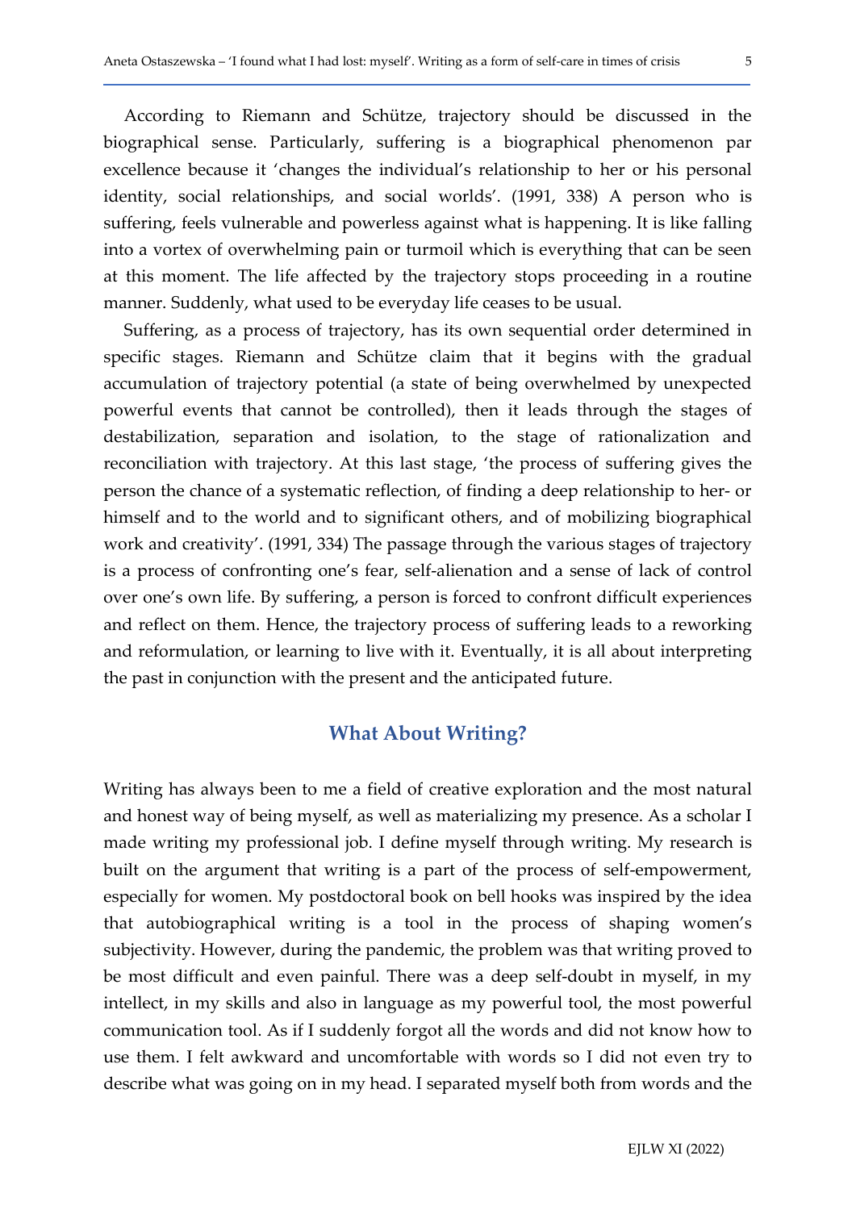According to Riemann and Schütze, trajectory should be discussed in the biographical sense. Particularly, suffering is a biographical phenomenon par excellence because it 'changes the individual's relationship to her or his personal identity, social relationships, and social worlds'. (1991, 338) A person who is suffering, feels vulnerable and powerless against what is happening. It is like falling into a vortex of overwhelming pain or turmoil which is everything that can be seen at this moment. The life affected by the trajectory stops proceeding in a routine manner. Suddenly, what used to be everyday life ceases to be usual.

Suffering, as a process of trajectory, has its own sequential order determined in specific stages. Riemann and Schütze claim that it begins with the gradual accumulation of trajectory potential (a state of being overwhelmed by unexpected powerful events that cannot be controlled), then it leads through the stages of destabilization, separation and isolation, to the stage of rationalization and reconciliation with trajectory. At this last stage, 'the process of suffering gives the person the chance of a systematic reflection, of finding a deep relationship to her- or himself and to the world and to significant others, and of mobilizing biographical work and creativity'. (1991, 334) The passage through the various stages of trajectory is a process of confronting one's fear, self-alienation and a sense of lack of control over one's own life. By suffering, a person is forced to confront difficult experiences and reflect on them. Hence, the trajectory process of suffering leads to a reworking and reformulation, or learning to live with it. Eventually, it is all about interpreting the past in conjunction with the present and the anticipated future.

## What About Writing?

Writing has always been to me a field of creative exploration and the most natural and honest way of being myself, as well as materializing my presence. As a scholar I made writing my professional job. I define myself through writing. My research is built on the argument that writing is a part of the process of self-empowerment, especially for women. My postdoctoral book on bell hooks was inspired by the idea that autobiographical writing is a tool in the process of shaping women's subjectivity. However, during the pandemic, the problem was that writing proved to be most difficult and even painful. There was a deep self-doubt in myself, in my intellect, in my skills and also in language as my powerful tool, the most powerful communication tool. As if I suddenly forgot all the words and did not know how to use them. I felt awkward and uncomfortable with words so I did not even try to describe what was going on in my head. I separated myself both from words and the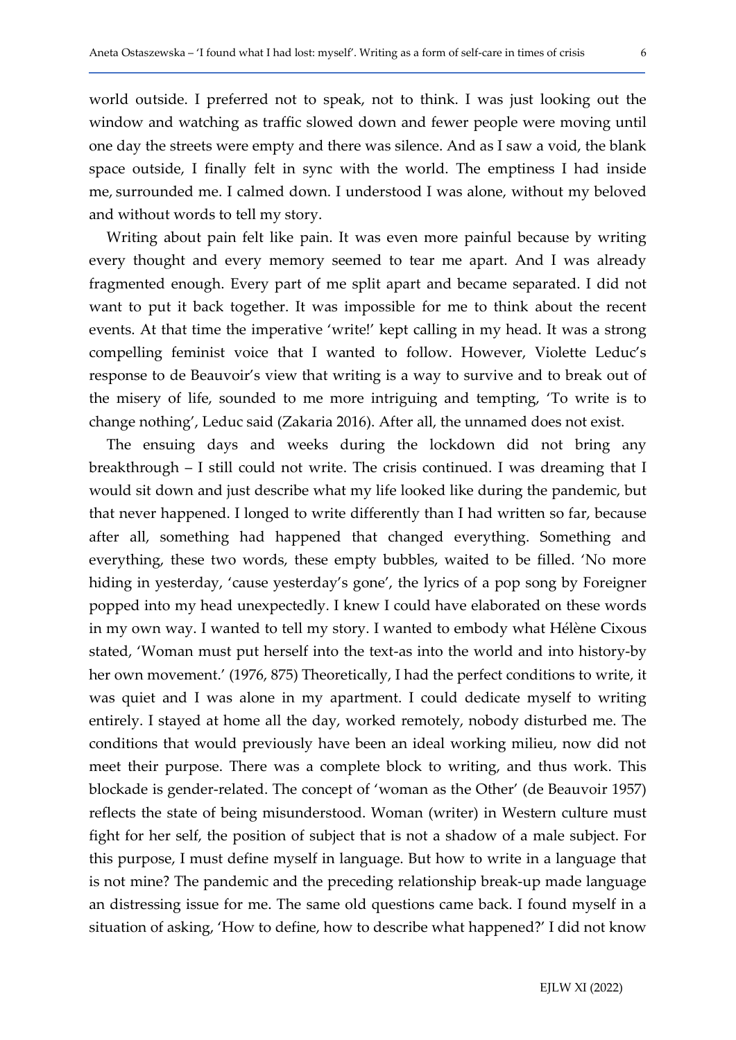world outside. I preferred not to speak, not to think. I was just looking out the window and watching as traffic slowed down and fewer people were moving until one day the streets were empty and there was silence. And as I saw a void, the blank space outside, I finally felt in sync with the world. The emptiness I had inside me, surrounded me. I calmed down. I understood I was alone, without my beloved and without words to tell my story.

Writing about pain felt like pain. It was even more painful because by writing every thought and every memory seemed to tear me apart. And I was already fragmented enough. Every part of me split apart and became separated. I did not want to put it back together. It was impossible for me to think about the recent events. At that time the imperative 'write!' kept calling in my head. It was a strong compelling feminist voice that I wanted to follow. However, Violette Leduc's response to de Beauvoir's view that writing is a way to survive and to break out of the misery of life, sounded to me more intriguing and tempting, 'To write is to change nothing', Leduc said (Zakaria 2016). After all, the unnamed does not exist.

The ensuing days and weeks during the lockdown did not bring any breakthrough – I still could not write. The crisis continued. I was dreaming that I would sit down and just describe what my life looked like during the pandemic, but that never happened. I longed to write differently than I had written so far, because after all, something had happened that changed everything. Something and everything, these two words, these empty bubbles, waited to be filled. 'No more hiding in yesterday, 'cause yesterday's gone', the lyrics of a pop song by Foreigner popped into my head unexpectedly. I knew I could have elaborated on these words in my own way. I wanted to tell my story. I wanted to embody what Hélène Cixous stated, 'Woman must put herself into the text-as into the world and into history-by her own movement.' (1976, 875) Theoretically, I had the perfect conditions to write, it was quiet and I was alone in my apartment. I could dedicate myself to writing entirely. I stayed at home all the day, worked remotely, nobody disturbed me. The conditions that would previously have been an ideal working milieu, now did not meet their purpose. There was a complete block to writing, and thus work. This blockade is gender-related. The concept of 'woman as the Other' (de Beauvoir 1957) reflects the state of being misunderstood. Woman (writer) in Western culture must fight for her self, the position of subject that is not a shadow of a male subject. For this purpose, I must define myself in language. But how to write in a language that is not mine? The pandemic and the preceding relationship break-up made language an distressing issue for me. The same old questions came back. I found myself in a situation of asking, 'How to define, how to describe what happened?' I did not know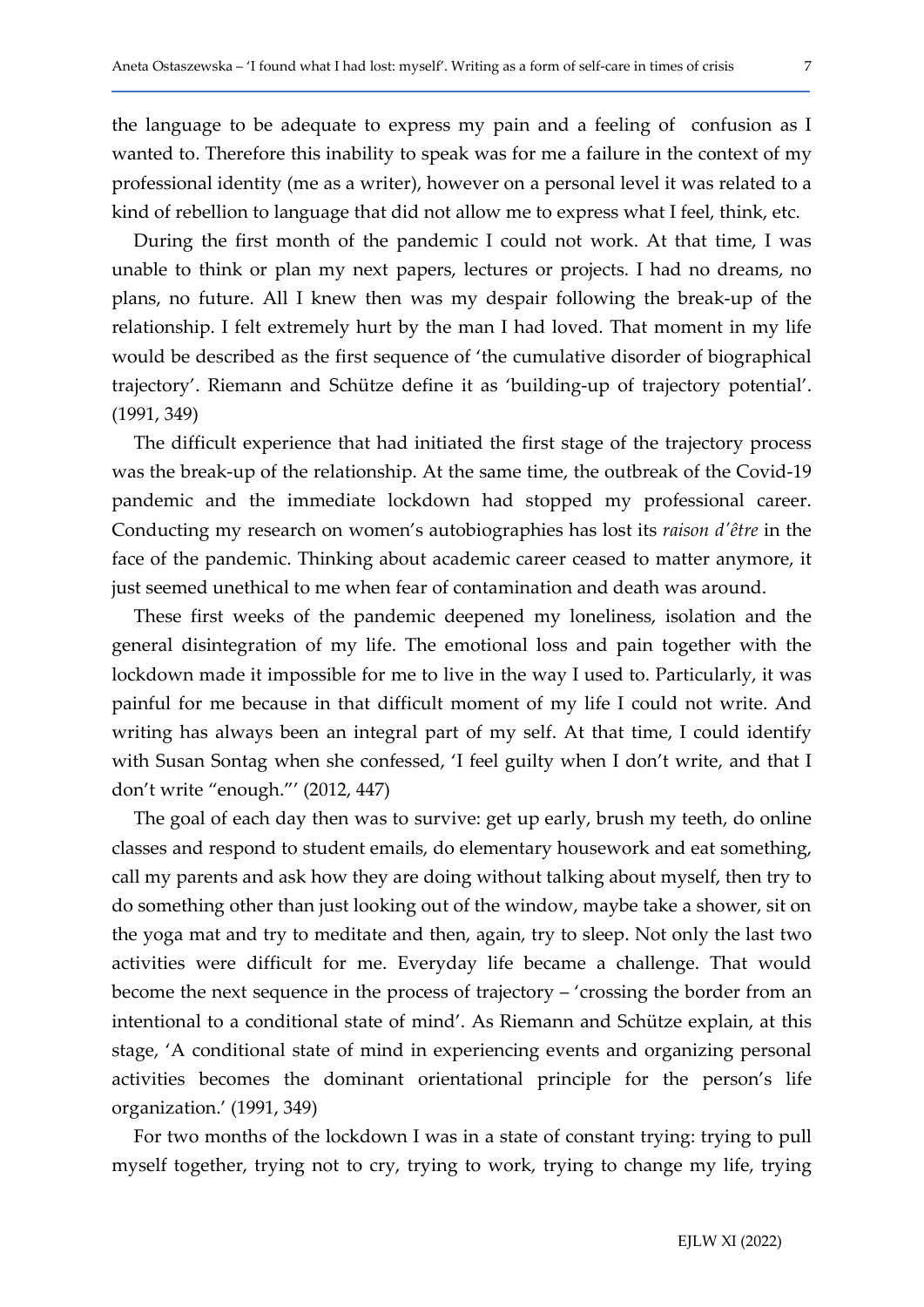the language to be adequate to express my pain and a feeling of confusion as I wanted to. Therefore this inability to speak was for me a failure in the context of my professional identity (me as a writer), however on a personal level it was related to a kind of rebellion to language that did not allow me to express what I feel, think, etc.

During the first month of the pandemic I could not work. At that time, I was unable to think or plan my next papers, lectures or projects. I had no dreams, no plans, no future. All I knew then was my despair following the break-up of the relationship. I felt extremely hurt by the man I had loved. That moment in my life would be described as the first sequence of 'the cumulative disorder of biographical trajectory'. Riemann and Schütze define it as 'building-up of trajectory potential'. (1991, 349)

The difficult experience that had initiated the first stage of the trajectory process was the break-up of the relationship. At the same time, the outbreak of the Covid-19 pandemic and the immediate lockdown had stopped my professional career. Conducting my research on women's autobiographies has lost its *raison d'être* in the face of the pandemic. Thinking about academic career ceased to matter anymore, it just seemed unethical to me when fear of contamination and death was around.

These first weeks of the pandemic deepened my loneliness, isolation and the general disintegration of my life. The emotional loss and pain together with the lockdown made it impossible for me to live in the way I used to. Particularly, it was painful for me because in that difficult moment of my life I could not write. And writing has always been an integral part of my self. At that time, I could identify with Susan Sontag when she confessed, 'I feel guilty when I don't write, and that I don't write "enough."' (2012, 447)

The goal of each day then was to survive: get up early, brush my teeth, do online classes and respond to student emails, do elementary housework and eat something, call my parents and ask how they are doing without talking about myself, then try to do something other than just looking out of the window, maybe take a shower, sit on the yoga mat and try to meditate and then, again, try to sleep. Not only the last two activities were difficult for me. Everyday life became a challenge. That would become the next sequence in the process of trajectory – 'crossing the border from an intentional to a conditional state of mind'. As Riemann and Schütze explain, at this stage, 'A conditional state of mind in experiencing events and organizing personal activities becomes the dominant orientational principle for the person's life organization.' (1991, 349)

For two months of the lockdown I was in a state of constant trying: trying to pull myself together, trying not to cry, trying to work, trying to change my life, trying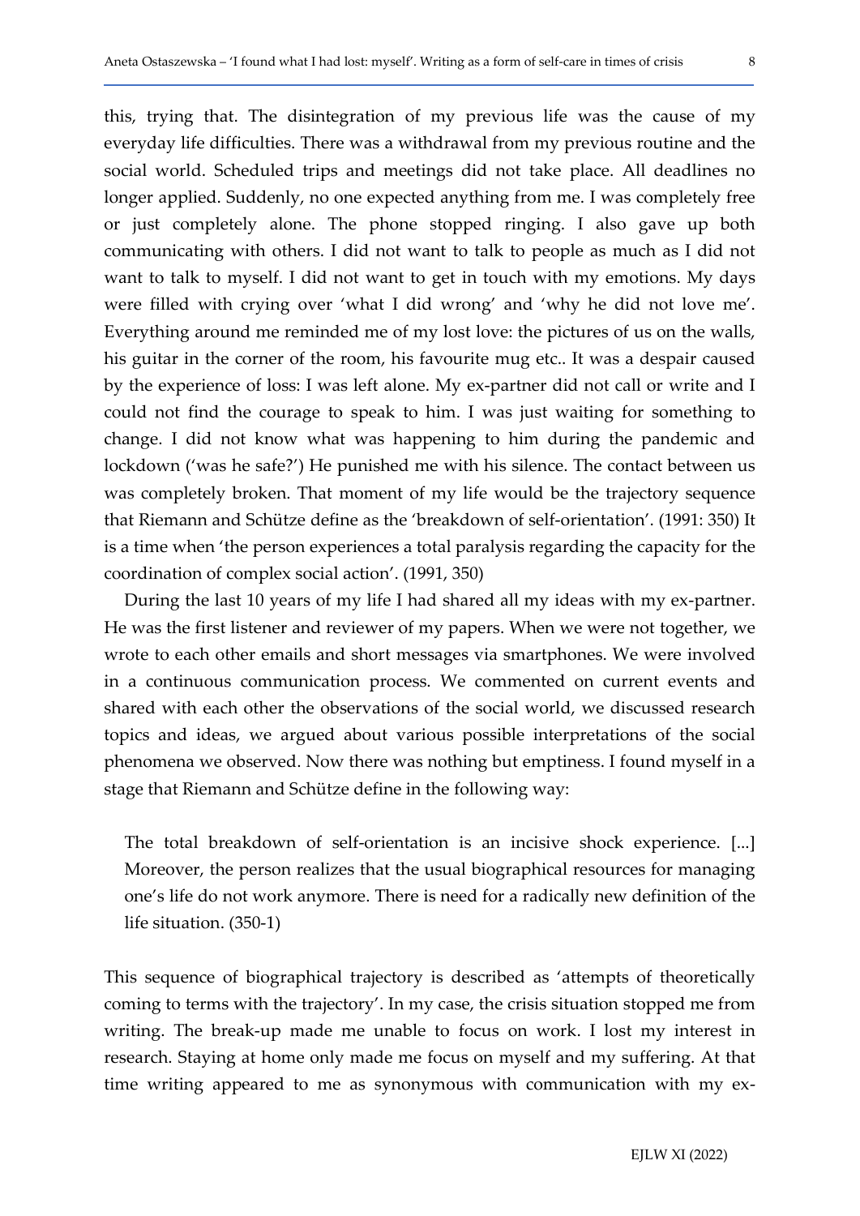this, trying that. The disintegration of my previous life was the cause of my everyday life difficulties. There was a withdrawal from my previous routine and the social world. Scheduled trips and meetings did not take place. All deadlines no longer applied. Suddenly, no one expected anything from me. I was completely free or just completely alone. The phone stopped ringing. I also gave up both communicating with others. I did not want to talk to people as much as I did not want to talk to myself. I did not want to get in touch with my emotions. My days were filled with crying over 'what I did wrong' and 'why he did not love me'. Everything around me reminded me of my lost love: the pictures of us on the walls, his guitar in the corner of the room, his favourite mug etc.. It was a despair caused by the experience of loss: I was left alone. My ex-partner did not call or write and I could not find the courage to speak to him. I was just waiting for something to change. I did not know what was happening to him during the pandemic and lockdown ('was he safe?') He punished me with his silence. The contact between us was completely broken. That moment of my life would be the trajectory sequence that Riemann and Schütze define as the 'breakdown of self-orientation'. (1991: 350) It is a time when 'the person experiences a total paralysis regarding the capacity for the coordination of complex social action'. (1991, 350)

During the last 10 years of my life I had shared all my ideas with my ex-partner. He was the first listener and reviewer of my papers. When we were not together, we wrote to each other emails and short messages via smartphones. We were involved in a continuous communication process. We commented on current events and shared with each other the observations of the social world, we discussed research topics and ideas, we argued about various possible interpretations of the social phenomena we observed. Now there was nothing but emptiness. I found myself in a stage that Riemann and Schütze define in the following way:

> The total breakdown of self-orientation is an incisive shock experience. [...] Moreover, the person realizes that the usual biographical resources for managing one's life do not work anymore. There is need for a radically new definition of the life situation. (350-1)

This sequence of biographical trajectory is described as 'attempts of theoretically coming to terms with the trajectory'. In my case, the crisis situation stopped me from writing. The break-up made me unable to focus on work. I lost my interest in research. Staying at home only made me focus on myself and my suffering. At that time writing appeared to me as synonymous with communication with my ex-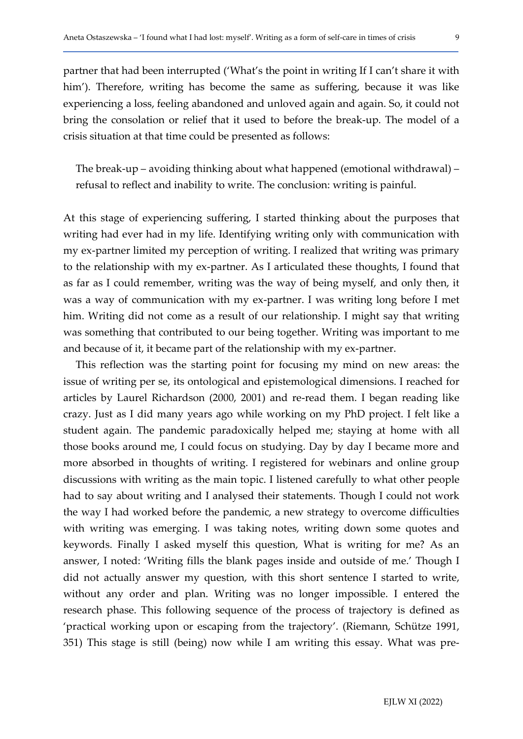partner that had been interrupted ('What's the point in writing If I can't share it with him'). Therefore, writing has become the same as suffering, because it was like experiencing a loss, feeling abandoned and unloved again and again. So, it could not bring the consolation or relief that it used to before the break-up. The model of a crisis situation at that time could be presented as follows:

> The break-up – avoiding thinking about what happened (emotional withdrawal) – refusal to reflect and inability to write. The conclusion: writing is painful.

At this stage of experiencing suffering, I started thinking about the purposes that writing had ever had in my life. Identifying writing only with communication with my ex-partner limited my perception of writing. I realized that writing was primary to the relationship with my ex-partner. As I articulated these thoughts, I found that as far as I could remember, writing was the way of being myself, and only then, it was a way of communication with my ex-partner. I was writing long before I met him. Writing did not come as a result of our relationship. I might say that writing was something that contributed to our being together. Writing was important to me and because of it, it became part of the relationship with my ex-partner.

This reflection was the starting point for focusing my mind on new areas: the issue of writing per se, its ontological and epistemological dimensions. I reached for articles by Laurel Richardson (2000, 2001) and re-read them. I began reading like crazy. Just as I did many years ago while working on my PhD project. I felt like a student again. The pandemic paradoxically helped me; staying at home with all those books around me, I could focus on studying. Day by day I became more and more absorbed in thoughts of writing. I registered for webinars and online group discussions with writing as the main topic. I listened carefully to what other people had to say about writing and I analysed their statements. Though I could not work the way I had worked before the pandemic, a new strategy to overcome difficulties with writing was emerging. I was taking notes, writing down some quotes and keywords. Finally I asked myself this question, What is writing for me? As an answer, I noted: 'Writing fills the blank pages inside and outside of me.' Though I did not actually answer my question, with this short sentence I started to write, without any order and plan. Writing was no longer impossible. I entered the research phase. This following sequence of the process of trajectory is defined as 'practical working upon or escaping from the trajectory'. (Riemann, Schütze 1991, 351) This stage is still (being) now while I am writing this essay. What was pre-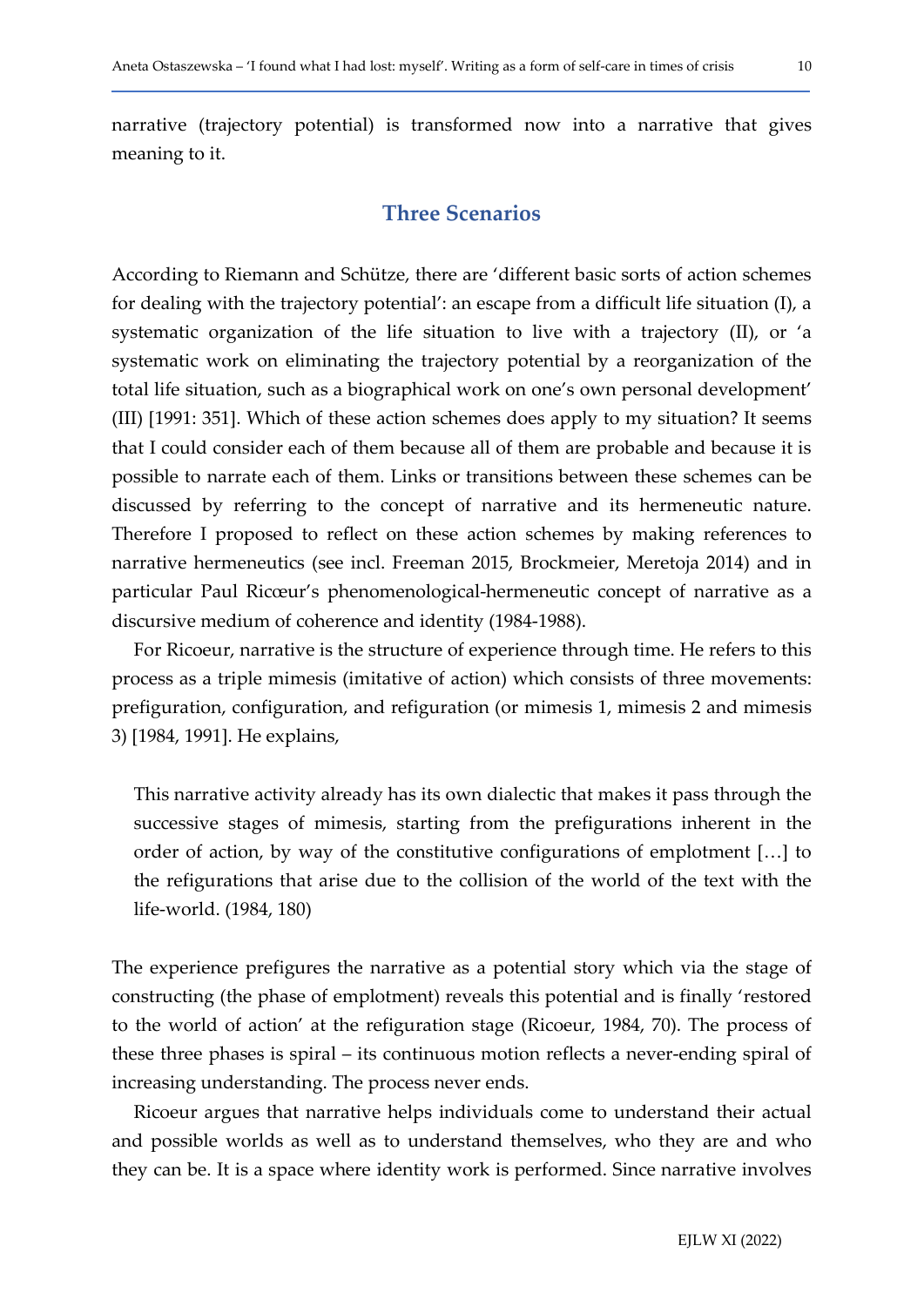narrative (trajectory potential) is transformed now into a narrative that gives meaning to it.

## Three Scenarios

According to Riemann and Schütze, there are 'different basic sorts of action schemes for dealing with the trajectory potential': an escape from a difficult life situation (I), a systematic organization of the life situation to live with a trajectory (II), or 'a systematic work on eliminating the trajectory potential by a reorganization of the total life situation, such as a biographical work on one's own personal development' (III) [1991: 351]. Which of these action schemes does apply to my situation? It seems that I could consider each of them because all of them are probable and because it is possible to narrate each of them. Links or transitions between these schemes can be discussed by referring to the concept of narrative and its hermeneutic nature. Therefore I proposed to reflect on these action schemes by making references to narrative hermeneutics (see incl. Freeman 2015, Brockmeier, Meretoja 2014) and in particular Paul Ricœur's phenomenological-hermeneutic concept of narrative as a discursive medium of coherence and identity (1984-1988).

For Ricoeur, narrative is the structure of experience through time. He refers to this process as a triple mimesis (imitative of action) which consists of three movements: prefiguration, configuration, and refiguration (or mimesis 1, mimesis 2 and mimesis 3) [1984, 1991]. He explains,

> This narrative activity already has its own dialectic that makes it pass through the successive stages of mimesis, starting from the prefigurations inherent in the order of action, by way of the constitutive configurations of emplotment […] to the refigurations that arise due to the collision of the world of the text with the life-world. (1984, 180)

The experience prefigures the narrative as a potential story which via the stage of constructing (the phase of emplotment) reveals this potential and is finally 'restored to the world of action' at the refiguration stage (Ricoeur, 1984, 70). The process of these three phases is spiral – its continuous motion reflects a never-ending spiral of increasing understanding. The process never ends.

Ricoeur argues that narrative helps individuals come to understand their actual and possible worlds as well as to understand themselves, who they are and who they can be. It is a space where identity work is performed. Since narrative involves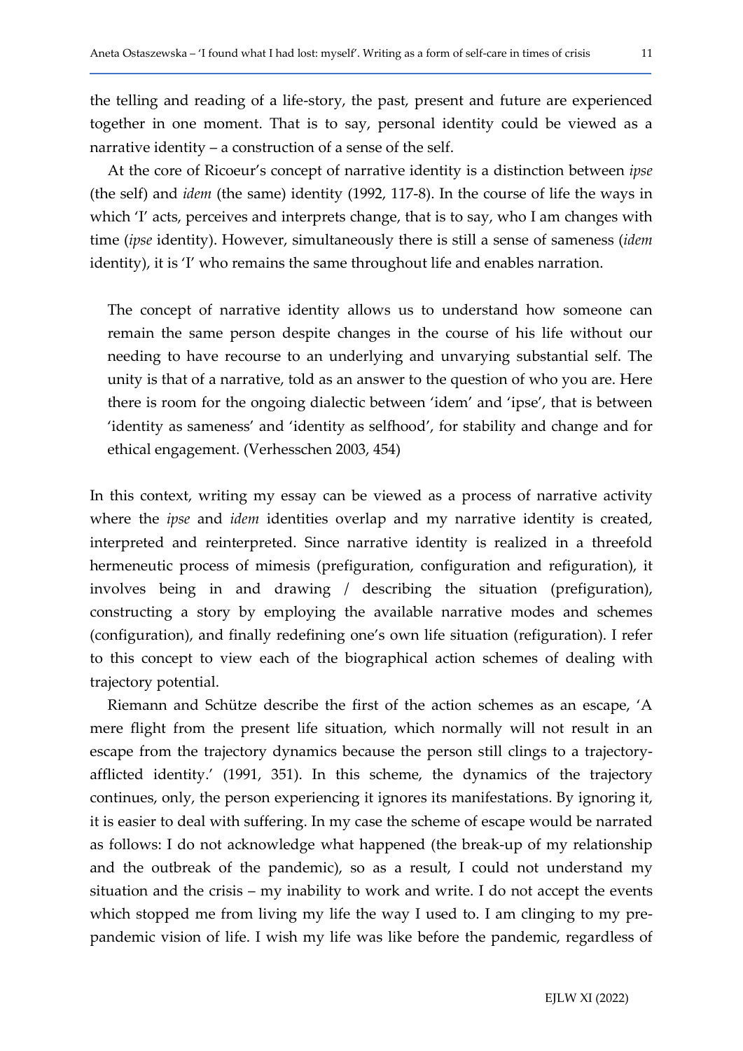the telling and reading of a life-story, the past, present and future are experienced together in one moment. That is to say, personal identity could be viewed as a narrative identity – a construction of a sense of the self.

At the core of Ricoeur's concept of narrative identity is a distinction between *ipse* (the self) and *idem* (the same) identity (1992, 117-8). In the course of life the ways in which 'I' acts, perceives and interprets change, that is to say, who I am changes with time (*ipse* identity). However, simultaneously there is still a sense of sameness (*idem* identity), it is 'I' who remains the same throughout life and enables narration.

> The concept of narrative identity allows us to understand how someone can remain the same person despite changes in the course of his life without our needing to have recourse to an underlying and unvarying substantial self. The unity is that of a narrative, told as an answer to the question of who you are. Here there is room for the ongoing dialectic between 'idem' and 'ipse', that is between 'identity as sameness' and 'identity as selfhood', for stability and change and for ethical engagement. (Verhesschen 2003, 454)

In this context, writing my essay can be viewed as a process of narrative activity where the *ipse* and *idem* identities overlap and my narrative identity is created, interpreted and reinterpreted. Since narrative identity is realized in a threefold hermeneutic process of mimesis (prefiguration, configuration and refiguration), it involves being in and drawing / describing the situation (prefiguration), constructing a story by employing the available narrative modes and schemes (configuration), and finally redefining one's own life situation (refiguration). I refer to this concept to view each of the biographical action schemes of dealing with trajectory potential.

Riemann and Schütze describe the first of the action schemes as an escape, 'A mere flight from the present life situation, which normally will not result in an escape from the trajectory dynamics because the person still clings to a trajectory-afflicted identity.' (1991, 351). In this scheme, the dynamics of the trajectory continues, only, the person experiencing it ignores its manifestations. By ignoring it, it is easier to deal with suffering. In my case the scheme of escape would be narrated as follows: I do not acknowledge what happened (the break-up of my relationship and the outbreak of the pandemic), so as a result, I could not understand my situation and the crisis – my inability to work and write. I do not accept the events which stopped me from living my life the way I used to. I am clinging to my pre-pandemic vision of life. I wish my life was like before the pandemic, regardless of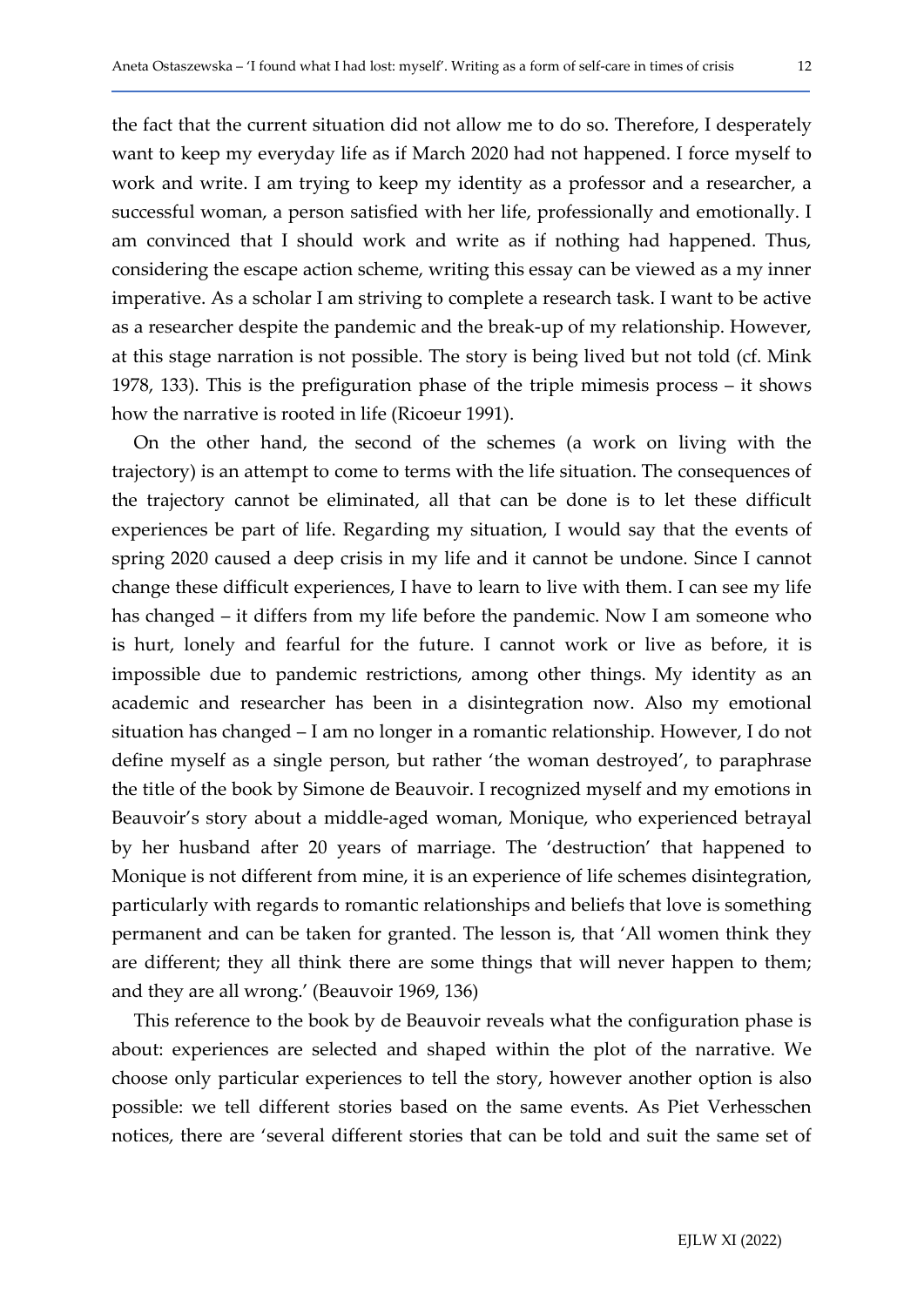the fact that the current situation did not allow me to do so. Therefore, I desperately want to keep my everyday life as if March 2020 had not happened. I force myself to work and write. I am trying to keep my identity as a professor and a researcher, a successful woman, a person satisfied with her life, professionally and emotionally. I am convinced that I should work and write as if nothing had happened. Thus, considering the escape action scheme, writing this essay can be viewed as a my inner imperative. As a scholar I am striving to complete a research task. I want to be active as a researcher despite the pandemic and the break-up of my relationship. However, at this stage narration is not possible. The story is being lived but not told (cf. Mink 1978, 133). This is the prefiguration phase of the triple mimesis process – it shows how the narrative is rooted in life (Ricoeur 1991).

On the other hand, the second of the schemes (a work on living with the trajectory) is an attempt to come to terms with the life situation. The consequences of the trajectory cannot be eliminated, all that can be done is to let these difficult experiences be part of life. Regarding my situation, I would say that the events of spring 2020 caused a deep crisis in my life and it cannot be undone. Since I cannot change these difficult experiences, I have to learn to live with them. I can see my life has changed – it differs from my life before the pandemic. Now I am someone who is hurt, lonely and fearful for the future. I cannot work or live as before, it is impossible due to pandemic restrictions, among other things. My identity as an academic and researcher has been in a disintegration now. Also my emotional situation has changed – I am no longer in a romantic relationship. However, I do not define myself as a single person, but rather 'the woman destroyed', to paraphrase the title of the book by Simone de Beauvoir. I recognized myself and my emotions in Beauvoir's story about a middle-aged woman, Monique, who experienced betrayal by her husband after 20 years of marriage. The 'destruction' that happened to Monique is not different from mine, it is an experience of life schemes disintegration, particularly with regards to romantic relationships and beliefs that love is something permanent and can be taken for granted. The lesson is, that 'All women think they are different; they all think there are some things that will never happen to them; and they are all wrong.' (Beauvoir 1969, 136)

This reference to the book by de Beauvoir reveals what the configuration phase is about: experiences are selected and shaped within the plot of the narrative. We choose only particular experiences to tell the story, however another option is also possible: we tell different stories based on the same events. As Piet Verhesschen notices, there are 'several different stories that can be told and suit the same set of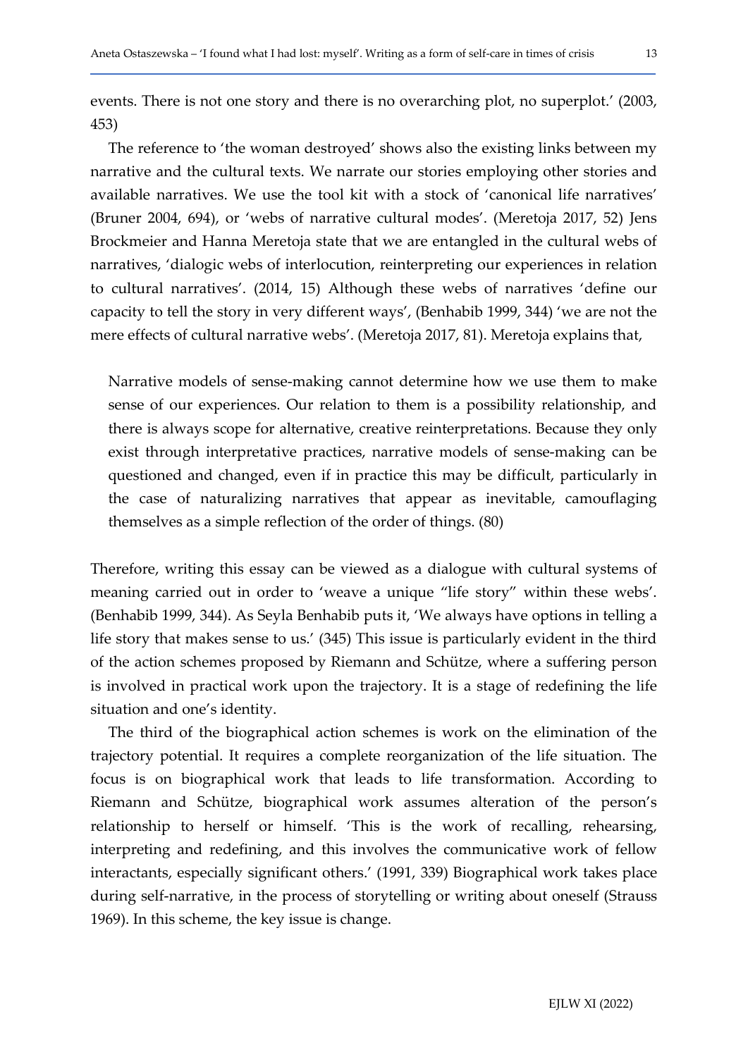events. There is not one story and there is no overarching plot, no superplot.' (2003, 453)

The reference to 'the woman destroyed' shows also the existing links between my narrative and the cultural texts. We narrate our stories employing other stories and available narratives. We use the tool kit with a stock of 'canonical life narratives' (Bruner 2004, 694), or 'webs of narrative cultural modes'. (Meretoja 2017, 52) Jens Brockmeier and Hanna Meretoja state that we are entangled in the cultural webs of narratives, 'dialogic webs of interlocution, reinterpreting our experiences in relation to cultural narratives'. (2014, 15) Although these webs of narratives 'define our capacity to tell the story in very different ways', (Benhabib 1999, 344) 'we are not the mere effects of cultural narrative webs'. (Meretoja 2017, 81). Meretoja explains that,

> Narrative models of sense-making cannot determine how we use them to make sense of our experiences. Our relation to them is a possibility relationship, and there is always scope for alternative, creative reinterpretations. Because they only exist through interpretative practices, narrative models of sense-making can be questioned and changed, even if in practice this may be difficult, particularly in the case of naturalizing narratives that appear as inevitable, camouflaging themselves as a simple reflection of the order of things. (80)

Therefore, writing this essay can be viewed as a dialogue with cultural systems of meaning carried out in order to 'weave a unique "life story" within these webs'. (Benhabib 1999, 344). As Seyla Benhabib puts it, 'We always have options in telling a life story that makes sense to us.' (345) This issue is particularly evident in the third of the action schemes proposed by Riemann and Schütze, where a suffering person is involved in practical work upon the trajectory. It is a stage of redefining the life situation and one's identity.

The third of the biographical action schemes is work on the elimination of the trajectory potential. It requires a complete reorganization of the life situation. The focus is on biographical work that leads to life transformation. According to Riemann and Schütze, biographical work assumes alteration of the person's relationship to herself or himself. 'This is the work of recalling, rehearsing, interpreting and redefining, and this involves the communicative work of fellow interactants, especially significant others.' (1991, 339) Biographical work takes place during self-narrative, in the process of storytelling or writing about oneself (Strauss 1969). In this scheme, the key issue is change.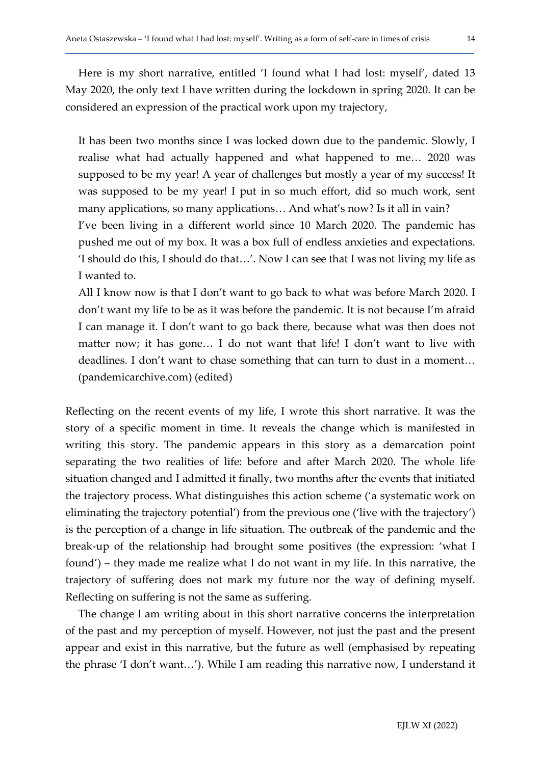Here is my short narrative, entitled 'I found what I had lost: myself', dated 13 May 2020, the only text I have written during the lockdown in spring 2020. It can be considered an expression of the practical work upon my trajectory,

> It has been two months since I was locked down due to the pandemic. Slowly, I realise what had actually happened and what happened to me… 2020 was supposed to be my year! A year of challenges but mostly a year of my success! It was supposed to be my year! I put in so much effort, did so much work, sent many applications, so many applications… And what's now? Is it all in vain?
>
> I've been living in a different world since 10 March 2020. The pandemic has pushed me out of my box. It was a box full of endless anxieties and expectations. 'I should do this, I should do that…'. Now I can see that I was not living my life as I wanted to.
>
> All I know now is that I don't want to go back to what was before March 2020. I don't want my life to be as it was before the pandemic. It is not because I'm afraid I can manage it. I don't want to go back there, because what was then does not matter now; it has gone… I do not want that life! I don't want to live with deadlines. I don't want to chase something that can turn to dust in a moment… (pandemicarchive.com) (edited)

Reflecting on the recent events of my life, I wrote this short narrative. It was the story of a specific moment in time. It reveals the change which is manifested in writing this story. The pandemic appears in this story as a demarcation point separating the two realities of life: before and after March 2020. The whole life situation changed and I admitted it finally, two months after the events that initiated the trajectory process. What distinguishes this action scheme ('a systematic work on eliminating the trajectory potential') from the previous one ('live with the trajectory') is the perception of a change in life situation. The outbreak of the pandemic and the break-up of the relationship had brought some positives (the expression: 'what I found') – they made me realize what I do not want in my life. In this narrative, the trajectory of suffering does not mark my future nor the way of defining myself. Reflecting on suffering is not the same as suffering.

The change I am writing about in this short narrative concerns the interpretation of the past and my perception of myself. However, not just the past and the present appear and exist in this narrative, but the future as well (emphasised by repeating the phrase 'I don't want…'). While I am reading this narrative now, I understand it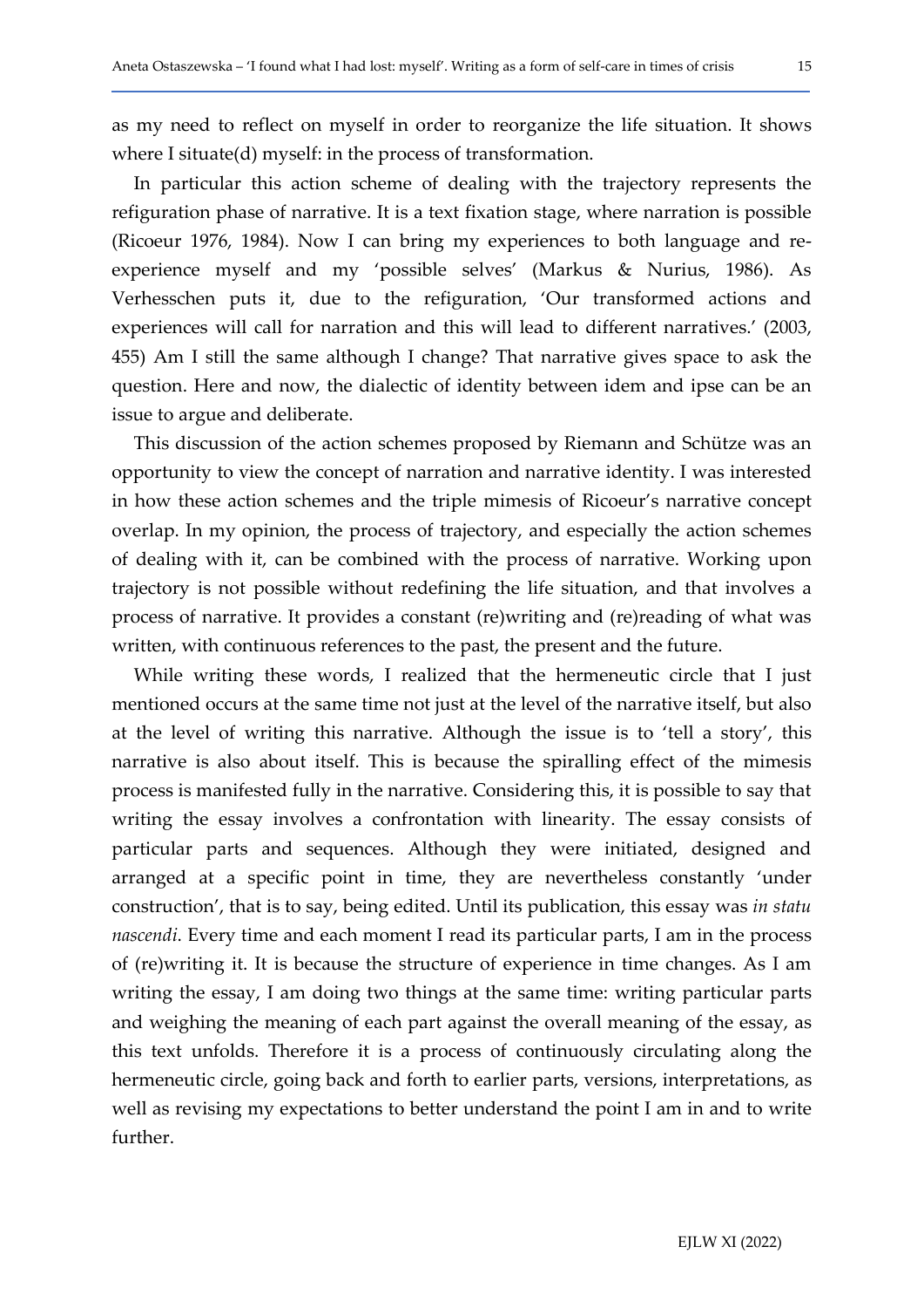as my need to reflect on myself in order to reorganize the life situation. It shows where I situate(d) myself: in the process of transformation.

In particular this action scheme of dealing with the trajectory represents the refiguration phase of narrative. It is a text fixation stage, where narration is possible (Ricoeur 1976, 1984). Now I can bring my experiences to both language and re-experience myself and my 'possible selves' (Markus & Nurius, 1986). As Verhesschen puts it, due to the refiguration, 'Our transformed actions and experiences will call for narration and this will lead to different narratives.' (2003, 455) Am I still the same although I change? That narrative gives space to ask the question. Here and now, the dialectic of identity between idem and ipse can be an issue to argue and deliberate.

This discussion of the action schemes proposed by Riemann and Schütze was an opportunity to view the concept of narration and narrative identity. I was interested in how these action schemes and the triple mimesis of Ricoeur's narrative concept overlap. In my opinion, the process of trajectory, and especially the action schemes of dealing with it, can be combined with the process of narrative. Working upon trajectory is not possible without redefining the life situation, and that involves a process of narrative. It provides a constant (re)writing and (re)reading of what was written, with continuous references to the past, the present and the future.

While writing these words, I realized that the hermeneutic circle that I just mentioned occurs at the same time not just at the level of the narrative itself, but also at the level of writing this narrative. Although the issue is to 'tell a story', this narrative is also about itself. This is because the spiralling effect of the mimesis process is manifested fully in the narrative. Considering this, it is possible to say that writing the essay involves a confrontation with linearity. The essay consists of particular parts and sequences. Although they were initiated, designed and arranged at a specific point in time, they are nevertheless constantly 'under construction', that is to say, being edited. Until its publication, this essay was *in statu nascendi*. Every time and each moment I read its particular parts, I am in the process of (re)writing it. It is because the structure of experience in time changes. As I am writing the essay, I am doing two things at the same time: writing particular parts and weighing the meaning of each part against the overall meaning of the essay, as this text unfolds. Therefore it is a process of continuously circulating along the hermeneutic circle, going back and forth to earlier parts, versions, interpretations, as well as revising my expectations to better understand the point I am in and to write further.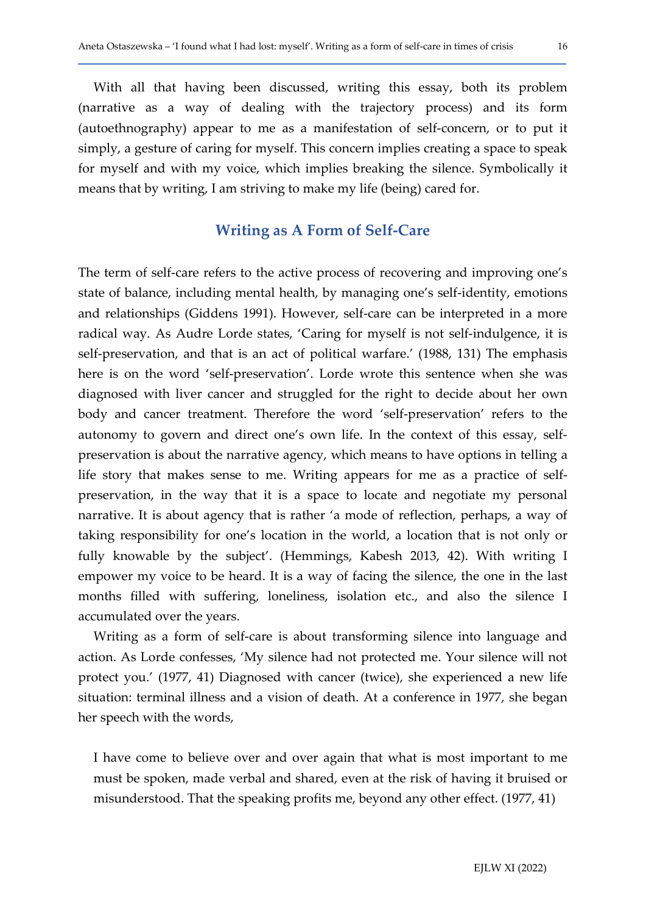With all that having been discussed, writing this essay, both its problem (narrative as a way of dealing with the trajectory process) and its form (autoethnography) appear to me as a manifestation of self-concern, or to put it simply, a gesture of caring for myself. This concern implies creating a space to speak for myself and with my voice, which implies breaking the silence. Symbolically it means that by writing, I am striving to make my life (being) cared for.

## Writing as A Form of Self-Care

The term of self-care refers to the active process of recovering and improving one's state of balance, including mental health, by managing one's self-identity, emotions and relationships (Giddens 1991). However, self-care can be interpreted in a more radical way. As Audre Lorde states, 'Caring for myself is not self-indulgence, it is self-preservation, and that is an act of political warfare.' (1988, 131) The emphasis here is on the word 'self-preservation'. Lorde wrote this sentence when she was diagnosed with liver cancer and struggled for the right to decide about her own body and cancer treatment. Therefore the word 'self-preservation' refers to the autonomy to govern and direct one's own life. In the context of this essay, self-preservation is about the narrative agency, which means to have options in telling a life story that makes sense to me. Writing appears for me as a practice of self-preservation, in the way that it is a space to locate and negotiate my personal narrative. It is about agency that is rather 'a mode of reflection, perhaps, a way of taking responsibility for one's location in the world, a location that is not only or fully knowable by the subject'. (Hemmings, Kabesh 2013, 42). With writing I empower my voice to be heard. It is a way of facing the silence, the one in the last months filled with suffering, loneliness, isolation etc., and also the silence I accumulated over the years.

Writing as a form of self-care is about transforming silence into language and action. As Lorde confesses, 'My silence had not protected me. Your silence will not protect you.' (1977, 41) Diagnosed with cancer (twice), she experienced a new life situation: terminal illness and a vision of death. At a conference in 1977, she began her speech with the words,

> I have come to believe over and over again that what is most important to me must be spoken, made verbal and shared, even at the risk of having it bruised or misunderstood. That the speaking profits me, beyond any other effect. (1977, 41)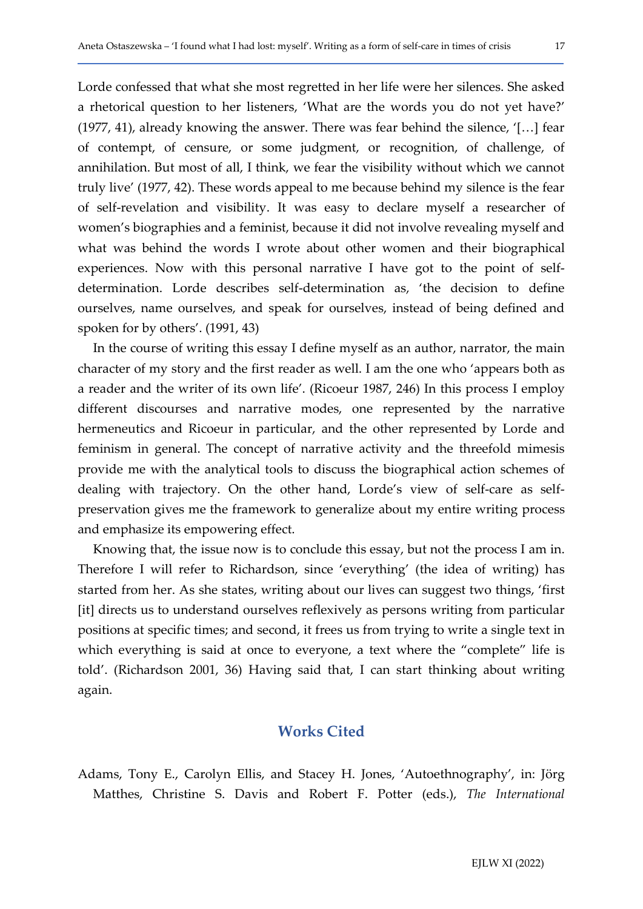Lorde confessed that what she most regretted in her life were her silences. She asked a rhetorical question to her listeners, 'What are the words you do not yet have?' (1977, 41), already knowing the answer. There was fear behind the silence, '[…] fear of contempt, of censure, or some judgment, or recognition, of challenge, of annihilation. But most of all, I think, we fear the visibility without which we cannot truly live' (1977, 42). These words appeal to me because behind my silence is the fear of self-revelation and visibility. It was easy to declare myself a researcher of women's biographies and a feminist, because it did not involve revealing myself and what was behind the words I wrote about other women and their biographical experiences. Now with this personal narrative I have got to the point of self-determination. Lorde describes self-determination as, 'the decision to define ourselves, name ourselves, and speak for ourselves, instead of being defined and spoken for by others'. (1991, 43)

In the course of writing this essay I define myself as an author, narrator, the main character of my story and the first reader as well. I am the one who 'appears both as a reader and the writer of its own life'. (Ricoeur 1987, 246) In this process I employ different discourses and narrative modes, one represented by the narrative hermeneutics and Ricoeur in particular, and the other represented by Lorde and feminism in general. The concept of narrative activity and the threefold mimesis provide me with the analytical tools to discuss the biographical action schemes of dealing with trajectory. On the other hand, Lorde's view of self-care as self-preservation gives me the framework to generalize about my entire writing process and emphasize its empowering effect.

Knowing that, the issue now is to conclude this essay, but not the process I am in. Therefore I will refer to Richardson, since 'everything' (the idea of writing) has started from her. As she states, writing about our lives can suggest two things, 'first [it] directs us to understand ourselves reflexively as persons writing from particular positions at specific times; and second, it frees us from trying to write a single text in which everything is said at once to everyone, a text where the "complete" life is told'. (Richardson 2001, 36) Having said that, I can start thinking about writing again.

## Works Cited

Adams, Tony E., Carolyn Ellis, and Stacey H. Jones, 'Autoethnography', in: Jörg Matthes, Christine S. Davis and Robert F. Potter (eds.), *The International*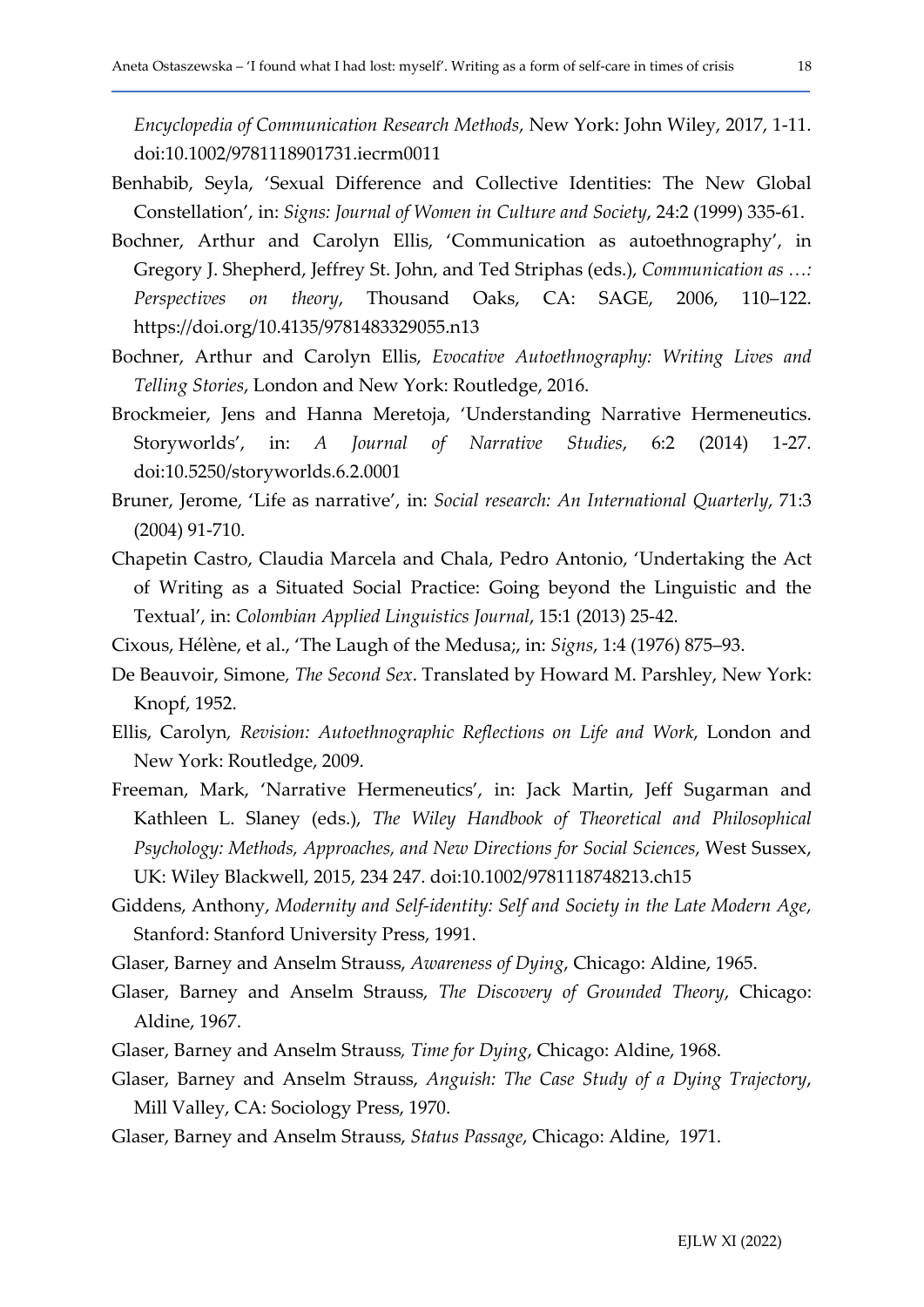*Encyclopedia of Communication Research Methods*, New York: John Wiley, 2017, 1-11. doi:10.1002/9781118901731.iecrm0011

Benhabib, Seyla, 'Sexual Difference and Collective Identities: The New Global Constellation', in: *Signs: Journal of Women in Culture and Society*, 24:2 (1999) 335-61.

Bochner, Arthur and Carolyn Ellis, 'Communication as autoethnography', in Gregory J. Shepherd, Jeffrey St. John, and Ted Striphas (eds.), *Communication as …: Perspectives on theory*, Thousand Oaks, CA: SAGE, 2006, 110–122. https://doi.org/10.4135/9781483329055.n13

Bochner, Arthur and Carolyn Ellis, *Evocative Autoethnography: Writing Lives and Telling Stories*, London and New York: Routledge, 2016.

Brockmeier, Jens and Hanna Meretoja, 'Understanding Narrative Hermeneutics. Storyworlds', in: *A Journal of Narrative Studies*, 6:2 (2014) 1-27. doi:10.5250/storyworlds.6.2.0001

Bruner, Jerome, 'Life as narrative', in: *Social research: An International Quarterly*, 71:3 (2004) 91-710.

Chapetin Castro, Claudia Marcela and Chala, Pedro Antonio, 'Undertaking the Act of Writing as a Situated Social Practice: Going beyond the Linguistic and the Textual', in: *Colombian Applied Linguistics Journal*, 15:1 (2013) 25-42.

Cixous, Hélène, et al., 'The Laugh of the Medusa;, in: *Signs*, 1:4 (1976) 875–93.

De Beauvoir, Simone, *The Second Sex*. Translated by Howard M. Parshley, New York: Knopf, 1952.

Ellis, Carolyn, *Revision: Autoethnographic Reflections on Life and Work*, London and New York: Routledge, 2009.

Freeman, Mark, 'Narrative Hermeneutics', in: Jack Martin, Jeff Sugarman and Kathleen L. Slaney (eds.), *The Wiley Handbook of Theoretical and Philosophical Psychology: Methods, Approaches, and New Directions for Social Sciences*, West Sussex, UK: Wiley Blackwell, 2015, 234 247. doi:10.1002/9781118748213.ch15

Giddens, Anthony, *Modernity and Self-identity: Self and Society in the Late Modern Age*, Stanford: Stanford University Press, 1991.

Glaser, Barney and Anselm Strauss, *Awareness of Dying*, Chicago: Aldine, 1965.

Glaser, Barney and Anselm Strauss, *The Discovery of Grounded Theory*, Chicago: Aldine, 1967.

Glaser, Barney and Anselm Strauss, *Time for Dying*, Chicago: Aldine, 1968.

Glaser, Barney and Anselm Strauss, *Anguish: The Case Study of a Dying Trajectory*, Mill Valley, CA: Sociology Press, 1970.

Glaser, Barney and Anselm Strauss, *Status Passage*, Chicago: Aldine, 1971.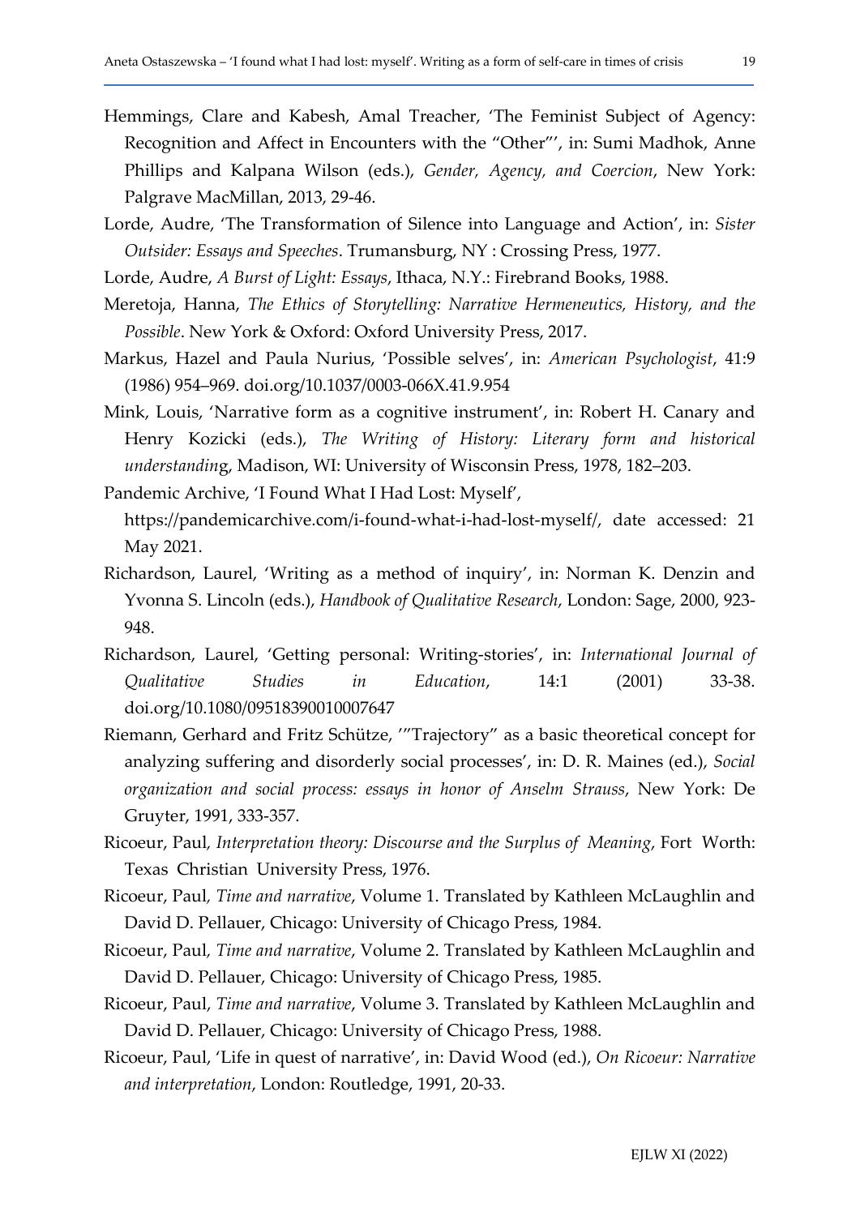Hemmings, Clare and Kabesh, Amal Treacher, 'The Feminist Subject of Agency: Recognition and Affect in Encounters with the "Other"', in: Sumi Madhok, Anne Phillips and Kalpana Wilson (eds.), *Gender, Agency, and Coercion*, New York: Palgrave MacMillan, 2013, 29-46.

Lorde, Audre, 'The Transformation of Silence into Language and Action', in: *Sister Outsider: Essays and Speeches*. Trumansburg, NY : Crossing Press, 1977.

Lorde, Audre, *A Burst of Light: Essays*, Ithaca, N.Y.: Firebrand Books, 1988.

Meretoja, Hanna, *The Ethics of Storytelling: Narrative Hermeneutics, History, and the Possible*. New York & Oxford: Oxford University Press, 2017.

Markus, Hazel and Paula Nurius, 'Possible selves', in: *American Psychologist*, 41:9 (1986) 954–969. doi.org/10.1037/0003-066X.41.9.954

Mink, Louis, 'Narrative form as a cognitive instrument', in: Robert H. Canary and Henry Kozicki (eds.), *The Writing of History: Literary form and historical understanding*, Madison, WI: University of Wisconsin Press, 1978, 182–203.

Pandemic Archive, 'I Found What I Had Lost: Myself', https://pandemicarchive.com/i-found-what-i-had-lost-myself/, date accessed: 21 May 2021.

Richardson, Laurel, 'Writing as a method of inquiry', in: Norman K. Denzin and Yvonna S. Lincoln (eds.), *Handbook of Qualitative Research*, London: Sage, 2000, 923-948.

Richardson, Laurel, 'Getting personal: Writing-stories', in: *International Journal of Qualitative Studies in Education*, 14:1 (2001) 33-38. doi.org/10.1080/09518390010007647

Riemann, Gerhard and Fritz Schütze, '"Trajectory" as a basic theoretical concept for analyzing suffering and disorderly social processes', in: D. R. Maines (ed.), *Social organization and social process: essays in honor of Anselm Strauss*, New York: De Gruyter, 1991, 333-357.

Ricoeur, Paul, *Interpretation theory: Discourse and the Surplus of Meaning*, Fort Worth: Texas Christian University Press, 1976.

Ricoeur, Paul, *Time and narrative*, Volume 1. Translated by Kathleen McLaughlin and David D. Pellauer, Chicago: University of Chicago Press, 1984.

Ricoeur, Paul, *Time and narrative*, Volume 2. Translated by Kathleen McLaughlin and David D. Pellauer, Chicago: University of Chicago Press, 1985.

Ricoeur, Paul, *Time and narrative*, Volume 3. Translated by Kathleen McLaughlin and David D. Pellauer, Chicago: University of Chicago Press, 1988.

Ricoeur, Paul, 'Life in quest of narrative', in: David Wood (ed.), *On Ricoeur: Narrative and interpretation*, London: Routledge, 1991, 20-33.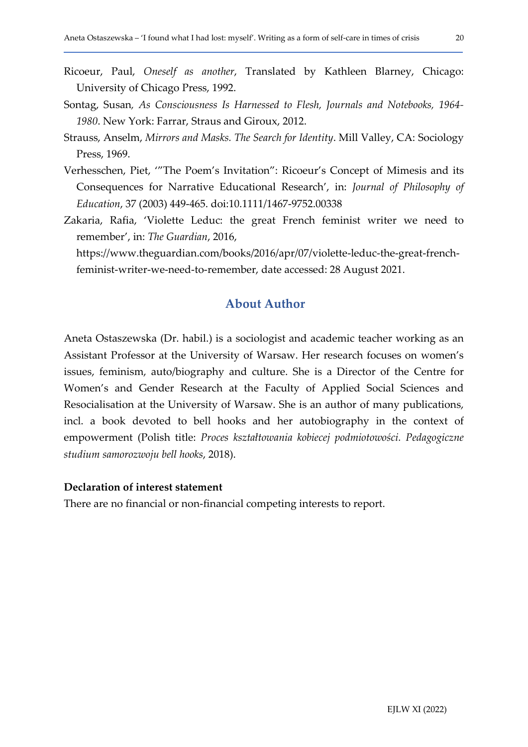Ricoeur, Paul, *Oneself as another*, Translated by Kathleen Blarney, Chicago: University of Chicago Press, 1992.

Sontag, Susan, *As Consciousness Is Harnessed to Flesh, Journals and Notebooks, 1964-1980*. New York: Farrar, Straus and Giroux, 2012.

Strauss, Anselm, *Mirrors and Masks. The Search for Identity*. Mill Valley, CA: Sociology Press, 1969.

Verhesschen, Piet, '"The Poem's Invitation": Ricoeur's Concept of Mimesis and its Consequences for Narrative Educational Research', in: *Journal of Philosophy of Education*, 37 (2003) 449-465. doi:10.1111/1467-9752.00338

Zakaria, Rafia, 'Violette Leduc: the great French feminist writer we need to remember', in: *The Guardian*, 2016, https://www.theguardian.com/books/2016/apr/07/violette-leduc-the-great-french-feminist-writer-we-need-to-remember, date accessed: 28 August 2021.

## About Author

Aneta Ostaszewska (Dr. habil.) is a sociologist and academic teacher working as an Assistant Professor at the University of Warsaw. Her research focuses on women's issues, feminism, auto/biography and culture. She is a Director of the Centre for Women's and Gender Research at the Faculty of Applied Social Sciences and Resocialisation at the University of Warsaw. She is an author of many publications, incl. a book devoted to bell hooks and her autobiography in the context of empowerment (Polish title: *Proces kształtowania kobiecej podmiotowości. Pedagogiczne studium samorozwoju bell hooks*, 2018).

**Declaration of interest statement**

There are no financial or non-financial competing interests to report.